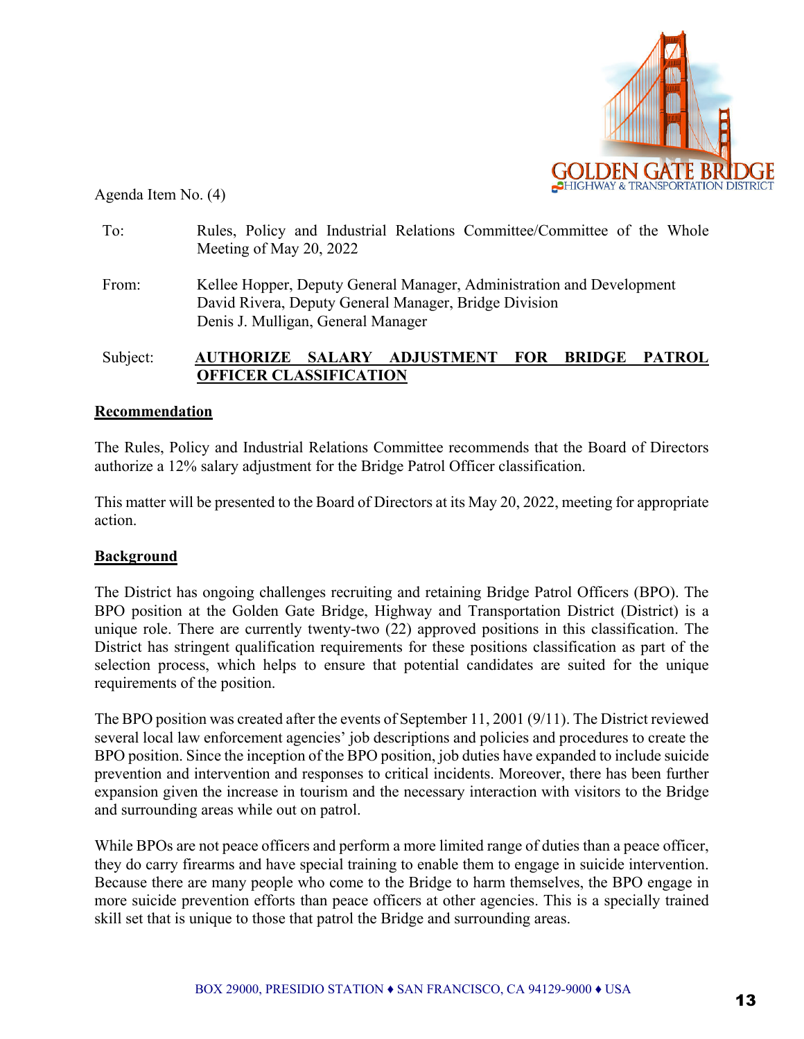Agenda Item No. (4)

To: Rules, Policy and Industrial Relations Committee/Committee of the Whole Meeting of May 20, 2022

From: Kellee Hopper, Deputy General Manager, Administration and Development
David Rivera, Deputy General Manager, Bridge Division
Denis J. Mulligan, General Manager

Subject: **AUTHORIZE SALARY ADJUSTMENT FOR BRIDGE PATROL OFFICER CLASSIFICATION**

## Recommendation

The Rules, Policy and Industrial Relations Committee recommends that the Board of Directors authorize a 12% salary adjustment for the Bridge Patrol Officer classification.

This matter will be presented to the Board of Directors at its May 20, 2022, meeting for appropriate action.

## Background

The District has ongoing challenges recruiting and retaining Bridge Patrol Officers (BPO). The BPO position at the Golden Gate Bridge, Highway and Transportation District (District) is a unique role. There are currently twenty-two (22) approved positions in this classification. The District has stringent qualification requirements for these positions classification as part of the selection process, which helps to ensure that potential candidates are suited for the unique requirements of the position.

The BPO position was created after the events of September 11, 2001 (9/11). The District reviewed several local law enforcement agencies' job descriptions and policies and procedures to create the BPO position. Since the inception of the BPO position, job duties have expanded to include suicide prevention and intervention and responses to critical incidents. Moreover, there has been further expansion given the increase in tourism and the necessary interaction with visitors to the Bridge and surrounding areas while out on patrol.

While BPOs are not peace officers and perform a more limited range of duties than a peace officer, they do carry firearms and have special training to enable them to engage in suicide intervention. Because there are many people who come to the Bridge to harm themselves, the BPO engage in more suicide prevention efforts than peace officers at other agencies. This is a specially trained skill set that is unique to those that patrol the Bridge and surrounding areas.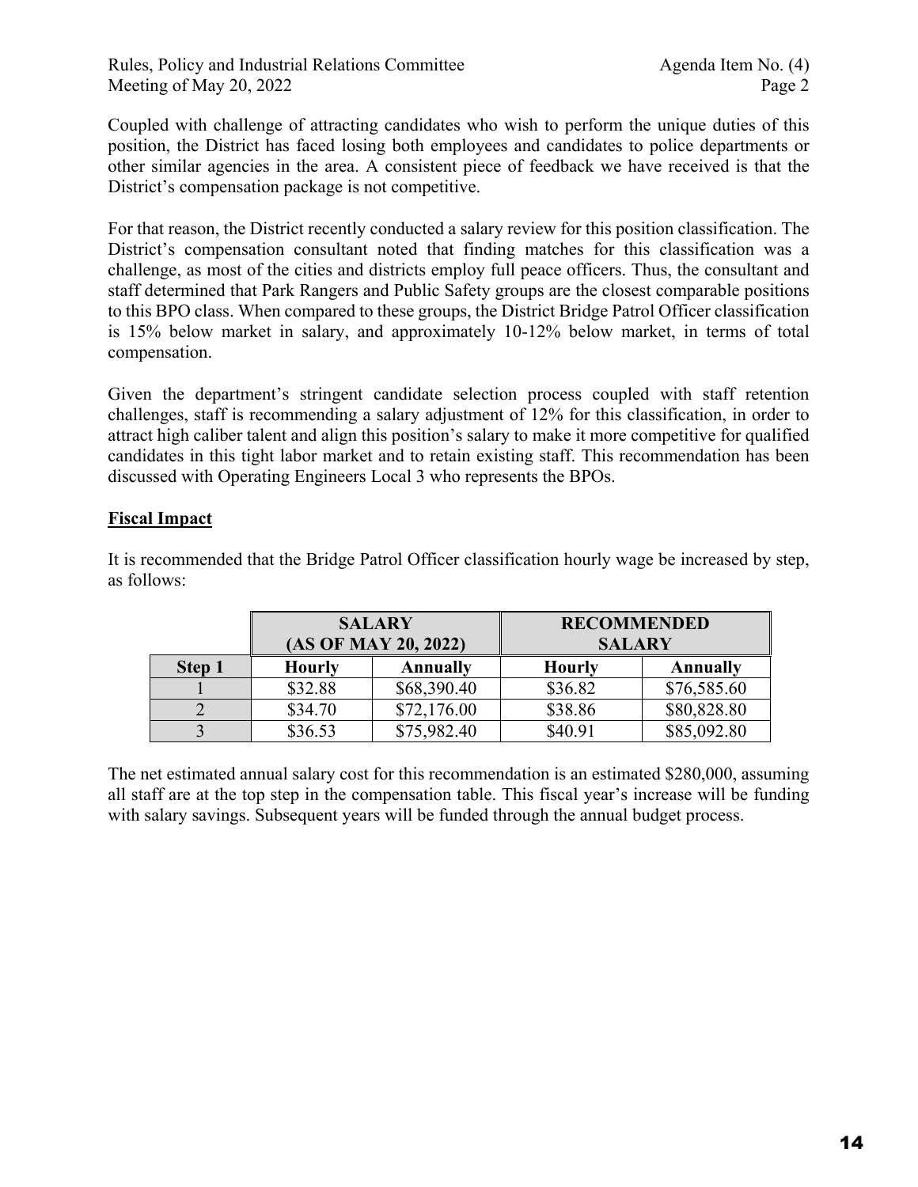Coupled with challenge of attracting candidates who wish to perform the unique duties of this position, the District has faced losing both employees and candidates to police departments or other similar agencies in the area. A consistent piece of feedback we have received is that the District's compensation package is not competitive.

For that reason, the District recently conducted a salary review for this position classification. The District's compensation consultant noted that finding matches for this classification was a challenge, as most of the cities and districts employ full peace officers. Thus, the consultant and staff determined that Park Rangers and Public Safety groups are the closest comparable positions to this BPO class. When compared to these groups, the District Bridge Patrol Officer classification is 15% below market in salary, and approximately 10-12% below market, in terms of total compensation.

Given the department's stringent candidate selection process coupled with staff retention challenges, staff is recommending a salary adjustment of 12% for this classification, in order to attract high caliber talent and align this position's salary to make it more competitive for qualified candidates in this tight labor market and to retain existing staff. This recommendation has been discussed with Operating Engineers Local 3 who represents the BPOs.

**Fiscal Impact**

It is recommended that the Bridge Patrol Officer classification hourly wage be increased by step, as follows:

| | SALARY (AS OF MAY 20, 2022) | | RECOMMENDED SALARY | |
|---|---|---|---|---|
| **Step 1** | **Hourly** | **Annually** | **Hourly** | **Annually** |
| 1 | $32.88 | $68,390.40 | $36.82 | $76,585.60 |
| 2 | $34.70 | $72,176.00 | $38.86 | $80,828.80 |
| 3 | $36.53 | $75,982.40 | $40.91 | $85,092.80 |

The net estimated annual salary cost for this recommendation is an estimated $280,000, assuming all staff are at the top step in the compensation table. This fiscal year's increase will be funding with salary savings. Subsequent years will be funded through the annual budget process.